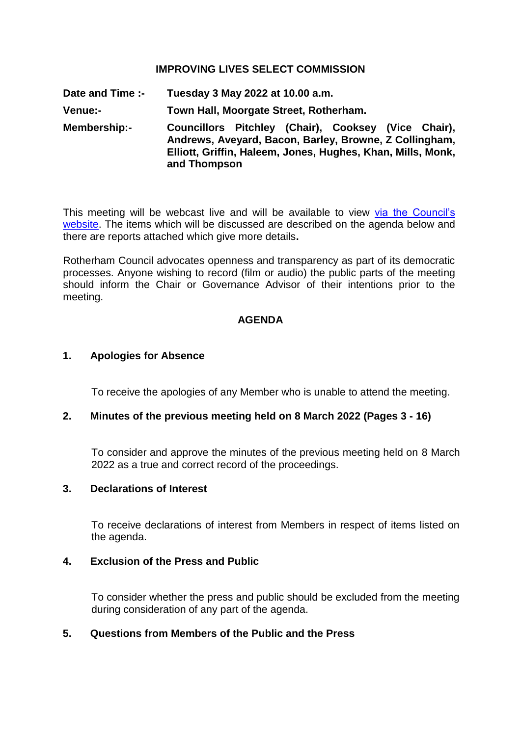# IMPROVING LIVES SELECT COMMISSION

**Date and Time :-** **Tuesday 3 May 2022 at 10.00 a.m.**

**Venue:-** **Town Hall, Moorgate Street, Rotherham.**

**Membership:-** **Councillors Pitchley (Chair), Cooksey (Vice Chair), Andrews, Aveyard, Bacon, Barley, Browne, Z Collingham, Elliott, Griffin, Haleem, Jones, Hughes, Khan, Mills, Monk, and Thompson**

This meeting will be webcast live and will be available to view via the Council's website. The items which will be discussed are described on the agenda below and there are reports attached which give more details**.**

Rotherham Council advocates openness and transparency as part of its democratic processes. Anyone wishing to record (film or audio) the public parts of the meeting should inform the Chair or Governance Advisor of their intentions prior to the meeting.

## AGENDA

### 1. Apologies for Absence

To receive the apologies of any Member who is unable to attend the meeting.

### 2. Minutes of the previous meeting held on 8 March 2022 (Pages 3 - 16)

To consider and approve the minutes of the previous meeting held on 8 March 2022 as a true and correct record of the proceedings.

### 3. Declarations of Interest

To receive declarations of interest from Members in respect of items listed on the agenda.

### 4. Exclusion of the Press and Public

To consider whether the press and public should be excluded from the meeting during consideration of any part of the agenda.

### 5. Questions from Members of the Public and the Press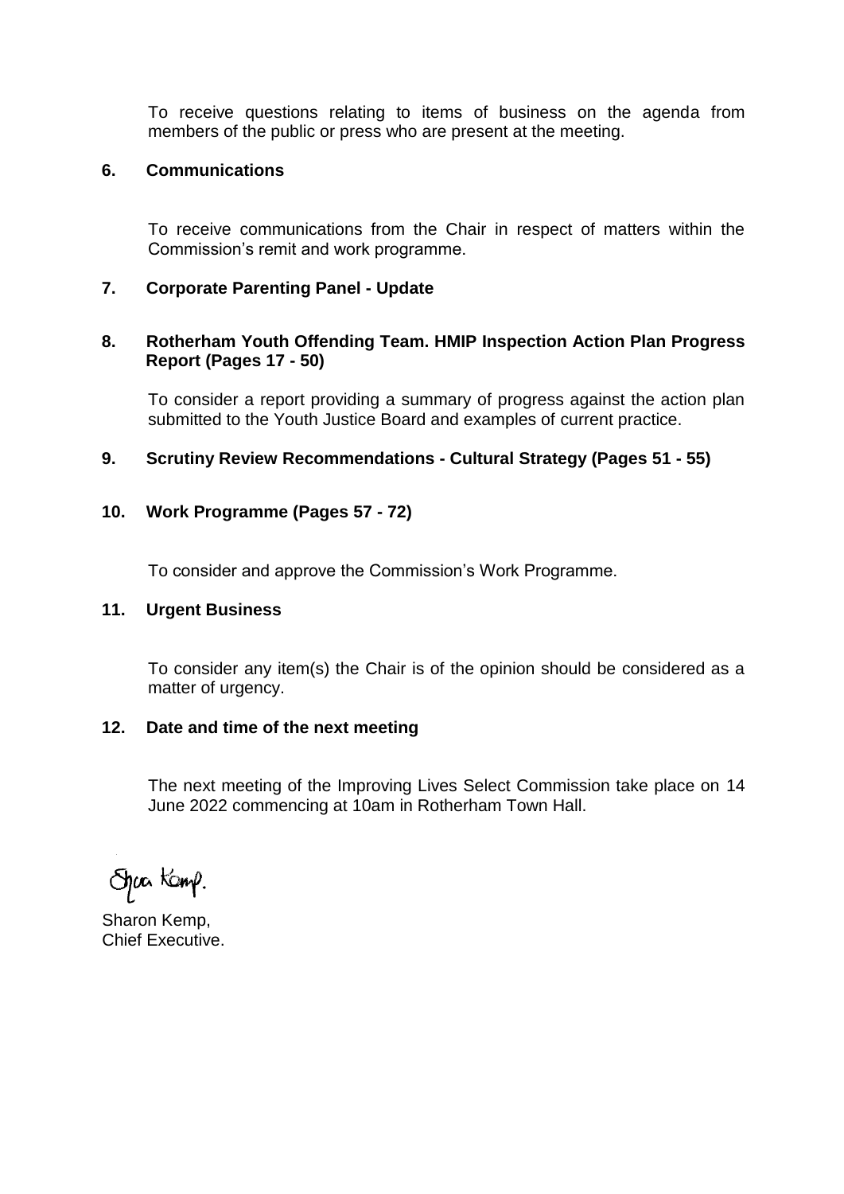To receive questions relating to items of business on the agenda from members of the public or press who are present at the meeting.

**6. Communications**

To receive communications from the Chair in respect of matters within the Commission's remit and work programme.

**7. Corporate Parenting Panel - Update**

**8. Rotherham Youth Offending Team. HMIP Inspection Action Plan Progress Report (Pages 17 - 50)**

To consider a report providing a summary of progress against the action plan submitted to the Youth Justice Board and examples of current practice.

**9. Scrutiny Review Recommendations - Cultural Strategy (Pages 51 - 55)**

**10. Work Programme (Pages 57 - 72)**

To consider and approve the Commission's Work Programme.

**11. Urgent Business**

To consider any item(s) the Chair is of the opinion should be considered as a matter of urgency.

**12. Date and time of the next meeting**

The next meeting of the Improving Lives Select Commission take place on 14 June 2022 commencing at 10am in Rotherham Town Hall.

Sharon Kemp,
Chief Executive.